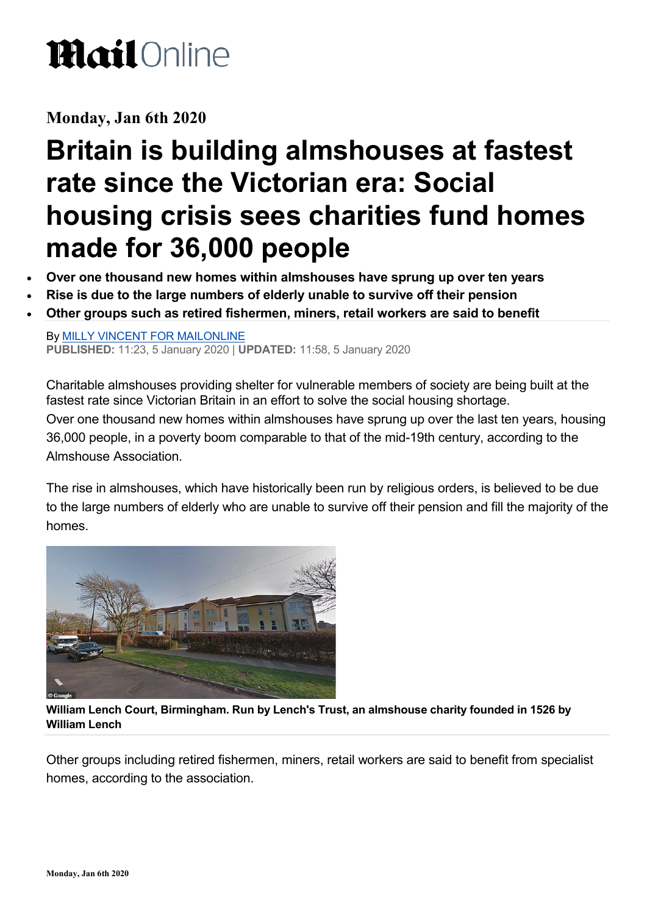# Mail Online

**Monday, Jan 6th 2020**

# Britain is building almshouses at fastest rate since the Victorian era: Social housing crisis sees charities fund homes made for 36,000 people

- **Over one thousand new homes within almshouses have sprung up over ten years**
- **Rise is due to the large numbers of elderly unable to survive off their pension**
- **Other groups such as retired fishermen, miners, retail workers are said to benefit**

By MILLY VINCENT FOR MAILONLINE
**PUBLISHED:** 11:23, 5 January 2020 | **UPDATED:** 11:58, 5 January 2020

Charitable almshouses providing shelter for vulnerable members of society are being built at the fastest rate since Victorian Britain in an effort to solve the social housing shortage.

Over one thousand new homes within almshouses have sprung up over the last ten years, housing 36,000 people, in a poverty boom comparable to that of the mid-19th century, according to the Almshouse Association.

The rise in almshouses, which have historically been run by religious orders, is believed to be due to the large numbers of elderly who are unable to survive off their pension and fill the majority of the homes.

**William Lench Court, Birmingham. Run by Lench's Trust, an almshouse charity founded in 1526 by William Lench**

Other groups including retired fishermen, miners, retail workers are said to benefit from specialist homes, according to the association.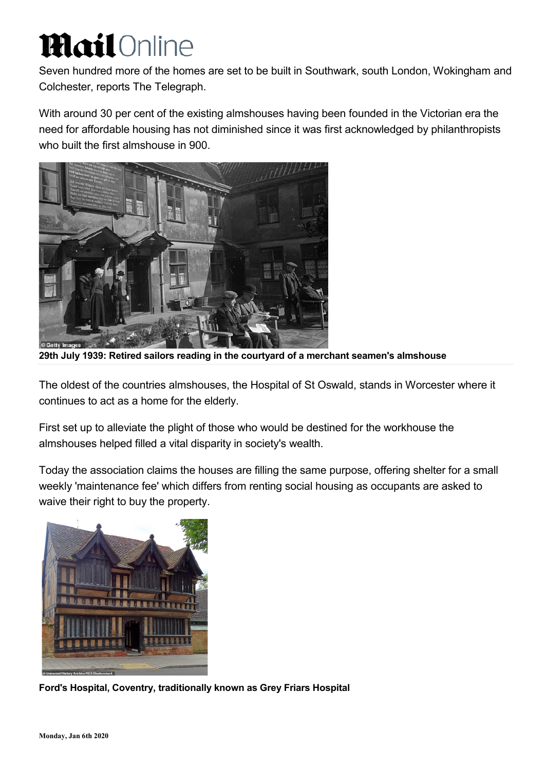Seven hundred more of the homes are set to be built in Southwark, south London, Wokingham and Colchester, reports The Telegraph.

With around 30 per cent of the existing almshouses having been founded in the Victorian era the need for affordable housing has not diminished since it was first acknowledged by philanthropists who built the first almshouse in 900.

**29th July 1939: Retired sailors reading in the courtyard of a merchant seamen's almshouse**

The oldest of the countries almshouses, the Hospital of St Oswald, stands in Worcester where it continues to act as a home for the elderly.

First set up to alleviate the plight of those who would be destined for the workhouse the almshouses helped filled a vital disparity in society's wealth.

Today the association claims the houses are filling the same purpose, offering shelter for a small weekly 'maintenance fee' which differs from renting social housing as occupants are asked to waive their right to buy the property.

**Ford's Hospital, Coventry, traditionally known as Grey Friars Hospital**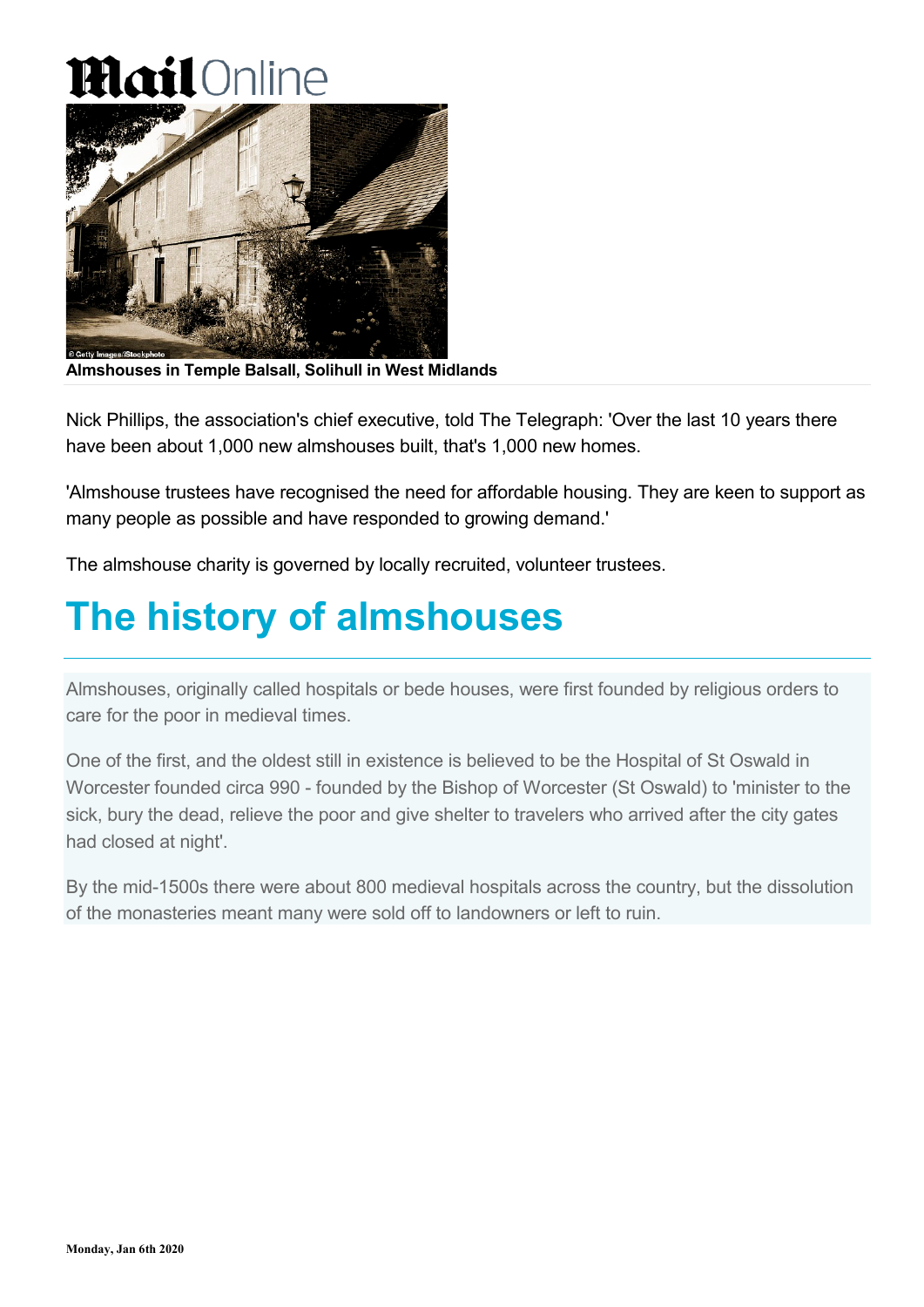Almshouses in Temple Balsall, Solihull in West Midlands

Nick Phillips, the association's chief executive, told The Telegraph: 'Over the last 10 years there have been about 1,000 new almshouses built, that's 1,000 new homes.

'Almshouse trustees have recognised the need for affordable housing. They are keen to support as many people as possible and have responded to growing demand.'

The almshouse charity is governed by locally recruited, volunteer trustees.

## The history of almshouses

Almshouses, originally called hospitals or bede houses, were first founded by religious orders to care for the poor in medieval times.

One of the first, and the oldest still in existence is believed to be the Hospital of St Oswald in Worcester founded circa 990 - founded by the Bishop of Worcester (St Oswald) to 'minister to the sick, bury the dead, relieve the poor and give shelter to travelers who arrived after the city gates had closed at night'.

By the mid-1500s there were about 800 medieval hospitals across the country, but the dissolution of the monasteries meant many were sold off to landowners or left to ruin.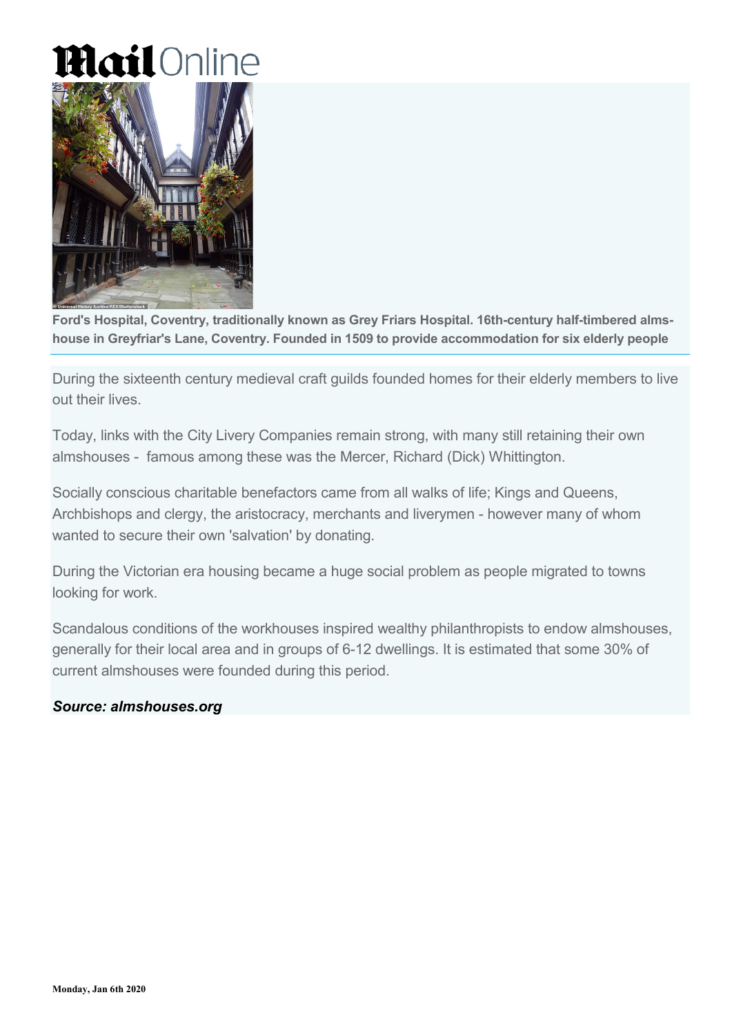Ford's Hospital, Coventry, traditionally known as Grey Friars Hospital. 16th-century half-timbered alms-house in Greyfriar's Lane, Coventry. Founded in 1509 to provide accommodation for six elderly people

During the sixteenth century medieval craft guilds founded homes for their elderly members to live out their lives.

Today, links with the City Livery Companies remain strong, with many still retaining their own almshouses - famous among these was the Mercer, Richard (Dick) Whittington.

Socially conscious charitable benefactors came from all walks of life; Kings and Queens, Archbishops and clergy, the aristocracy, merchants and liverymen - however many of whom wanted to secure their own 'salvation' by donating.

During the Victorian era housing became a huge social problem as people migrated to towns looking for work.

Scandalous conditions of the workhouses inspired wealthy philanthropists to endow almshouses, generally for their local area and in groups of 6-12 dwellings. It is estimated that some 30% of current almshouses were founded during this period.

***Source: almshouses.org***